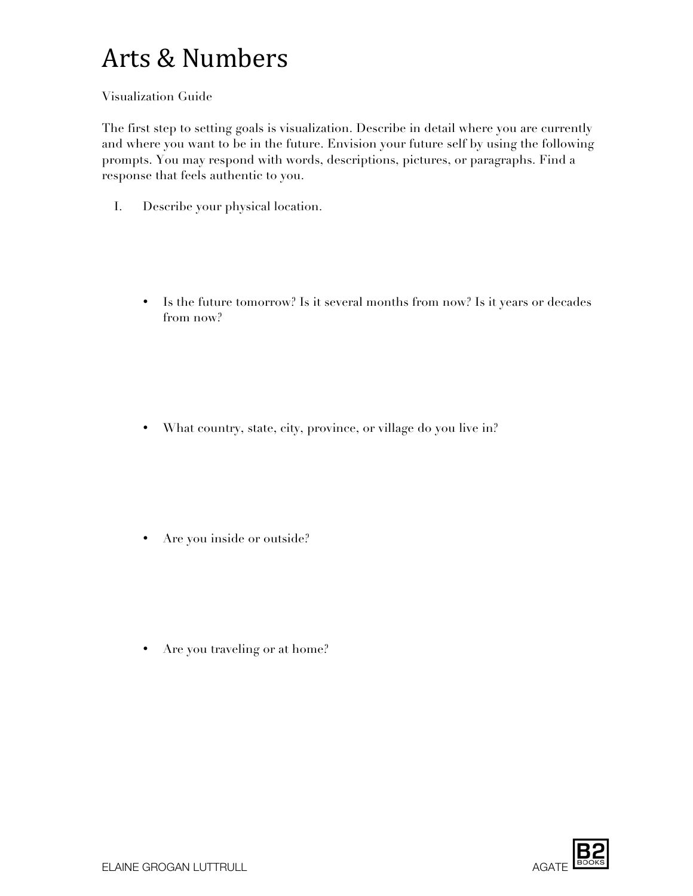# Arts & Numbers

Visualization Guide

The first step to setting goals is visualization. Describe in detail where you are currently and where you want to be in the future. Envision your future self by using the following prompts. You may respond with words, descriptions, pictures, or paragraphs. Find a response that feels authentic to you.

I. Describe your physical location.

- Is the future tomorrow? Is it several months from now? Is it years or decades from now?

- What country, state, city, province, or village do you live in?

- Are you inside or outside?

- Are you traveling or at home?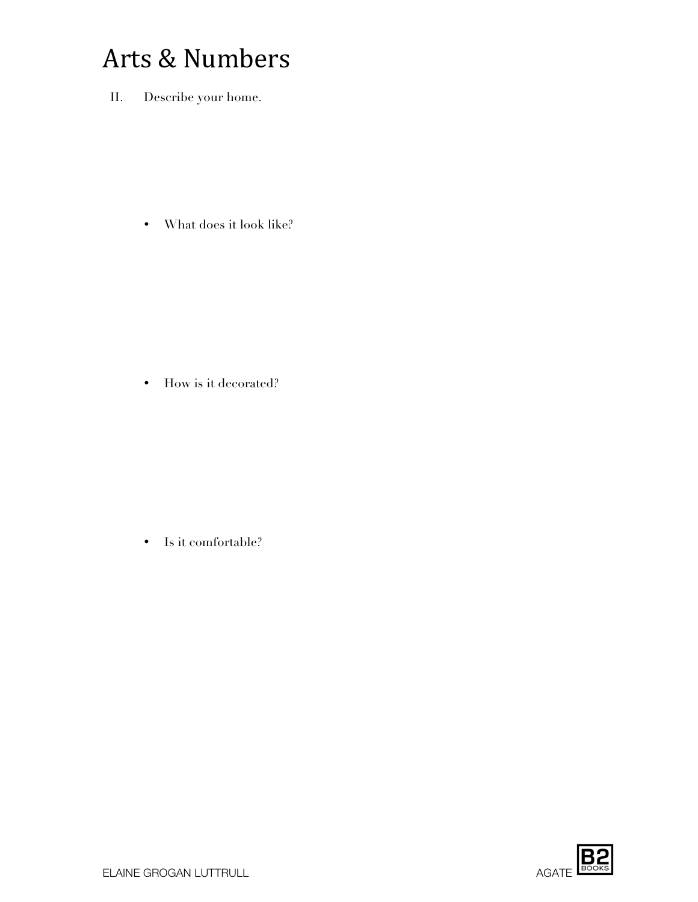# Arts & Numbers

II. Describe your home.

- What does it look like?

- How is it decorated?

- Is it comfortable?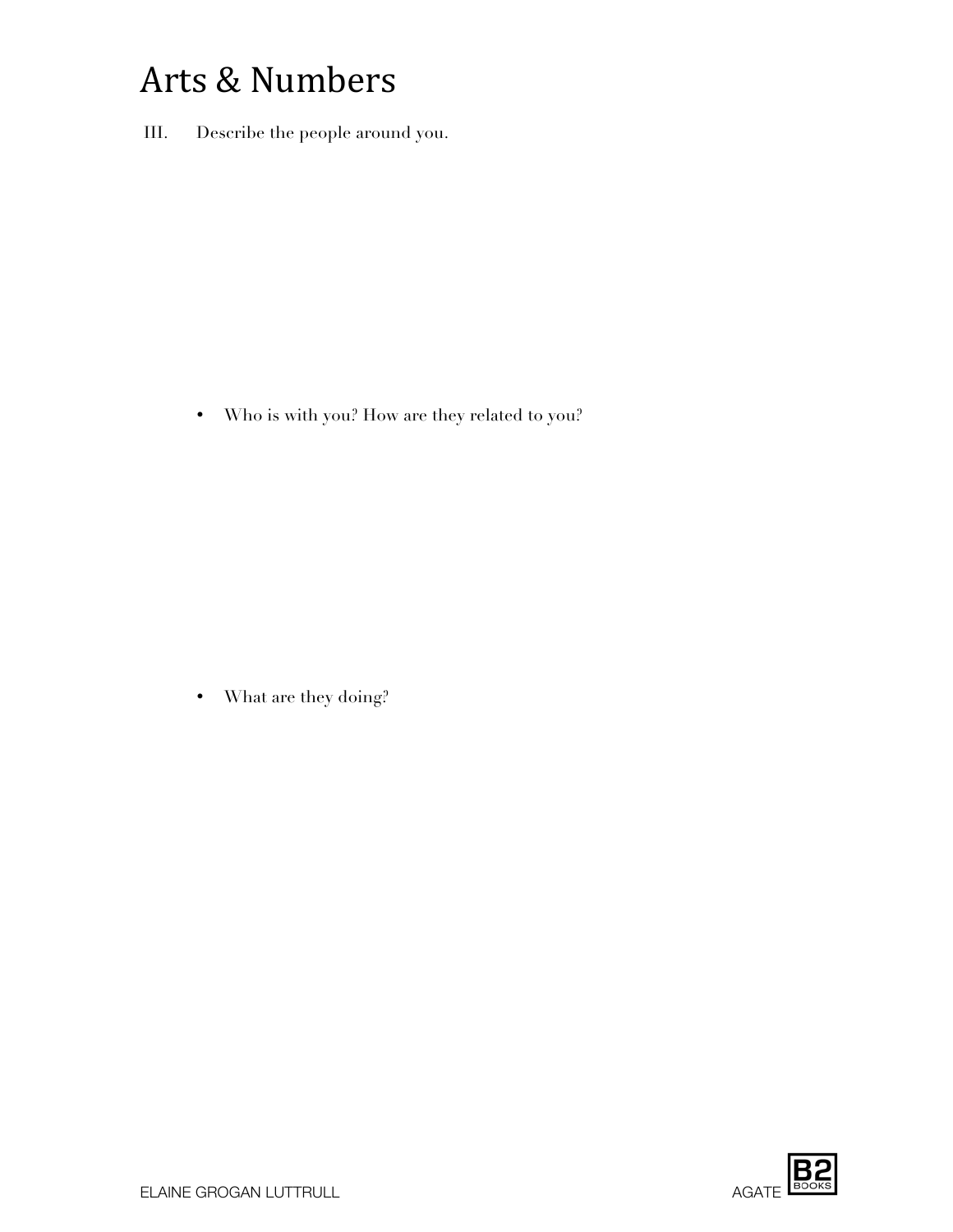# Arts & Numbers

III. Describe the people around you.

- Who is with you? How are they related to you?

- What are they doing?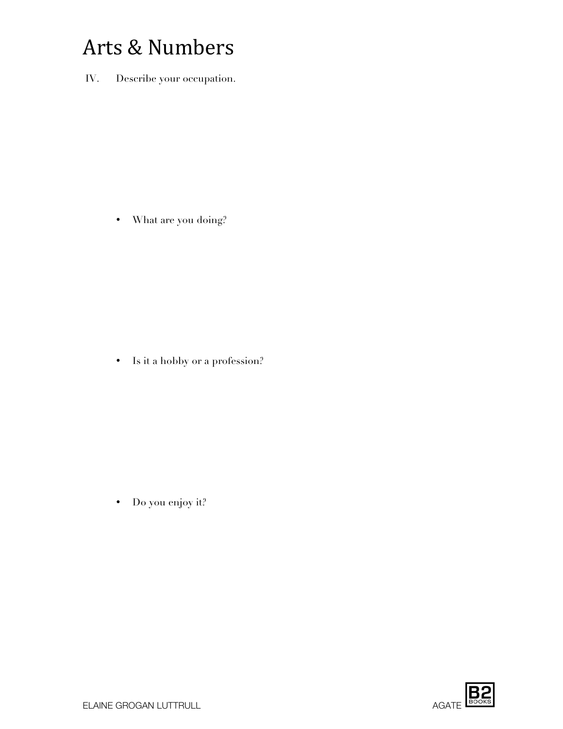# Arts & Numbers

IV. Describe your occupation.

- What are you doing?

- Is it a hobby or a profession?

- Do you enjoy it?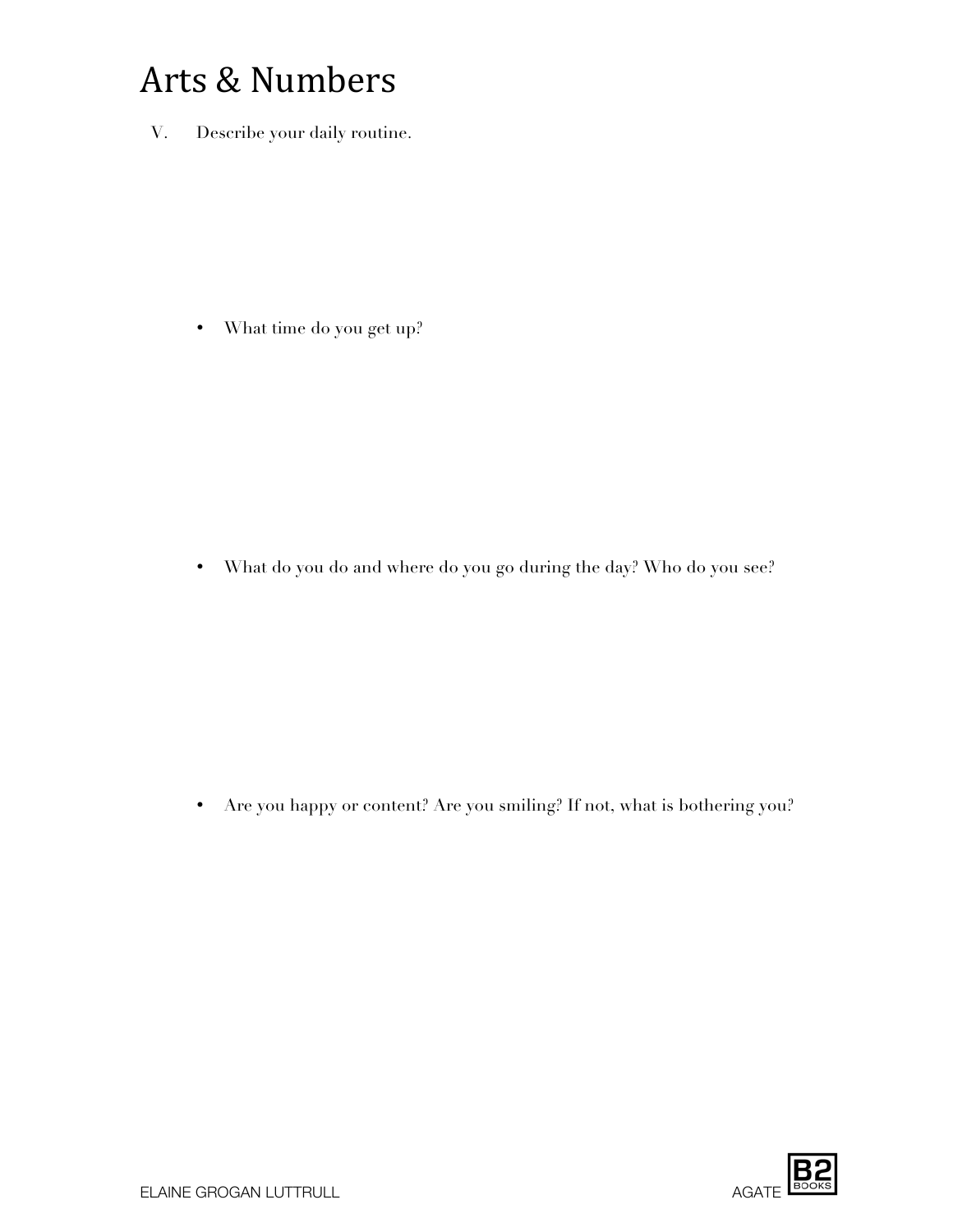# Arts & Numbers

V. Describe your daily routine.

- What time do you get up?

- What do you do and where do you go during the day? Who do you see?

- Are you happy or content? Are you smiling? If not, what is bothering you?